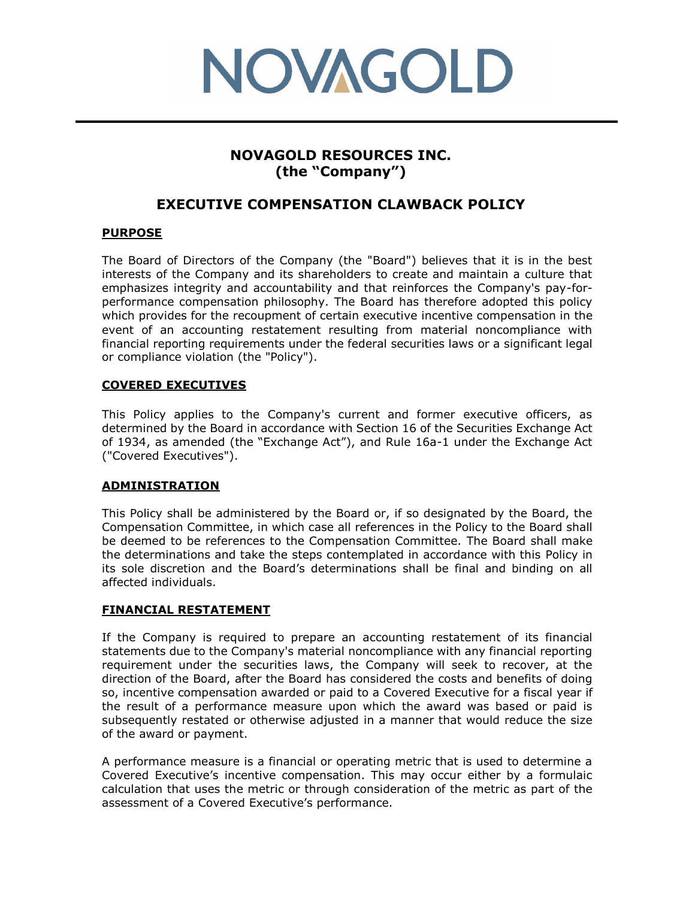# NOVAGOLD

## NOVAGOLD RESOURCES INC.
## (the "Company")

## EXECUTIVE COMPENSATION CLAWBACK POLICY

### PURPOSE

The Board of Directors of the Company (the "Board") believes that it is in the best interests of the Company and its shareholders to create and maintain a culture that emphasizes integrity and accountability and that reinforces the Company's pay-for-performance compensation philosophy. The Board has therefore adopted this policy which provides for the recoupment of certain executive incentive compensation in the event of an accounting restatement resulting from material noncompliance with financial reporting requirements under the federal securities laws or a significant legal or compliance violation (the "Policy").

### COVERED EXECUTIVES

This Policy applies to the Company's current and former executive officers, as determined by the Board in accordance with Section 16 of the Securities Exchange Act of 1934, as amended (the "Exchange Act"), and Rule 16a-1 under the Exchange Act ("Covered Executives").

### ADMINISTRATION

This Policy shall be administered by the Board or, if so designated by the Board, the Compensation Committee, in which case all references in the Policy to the Board shall be deemed to be references to the Compensation Committee. The Board shall make the determinations and take the steps contemplated in accordance with this Policy in its sole discretion and the Board's determinations shall be final and binding on all affected individuals.

### FINANCIAL RESTATEMENT

If the Company is required to prepare an accounting restatement of its financial statements due to the Company's material noncompliance with any financial reporting requirement under the securities laws, the Company will seek to recover, at the direction of the Board, after the Board has considered the costs and benefits of doing so, incentive compensation awarded or paid to a Covered Executive for a fiscal year if the result of a performance measure upon which the award was based or paid is subsequently restated or otherwise adjusted in a manner that would reduce the size of the award or payment.

A performance measure is a financial or operating metric that is used to determine a Covered Executive's incentive compensation. This may occur either by a formulaic calculation that uses the metric or through consideration of the metric as part of the assessment of a Covered Executive's performance.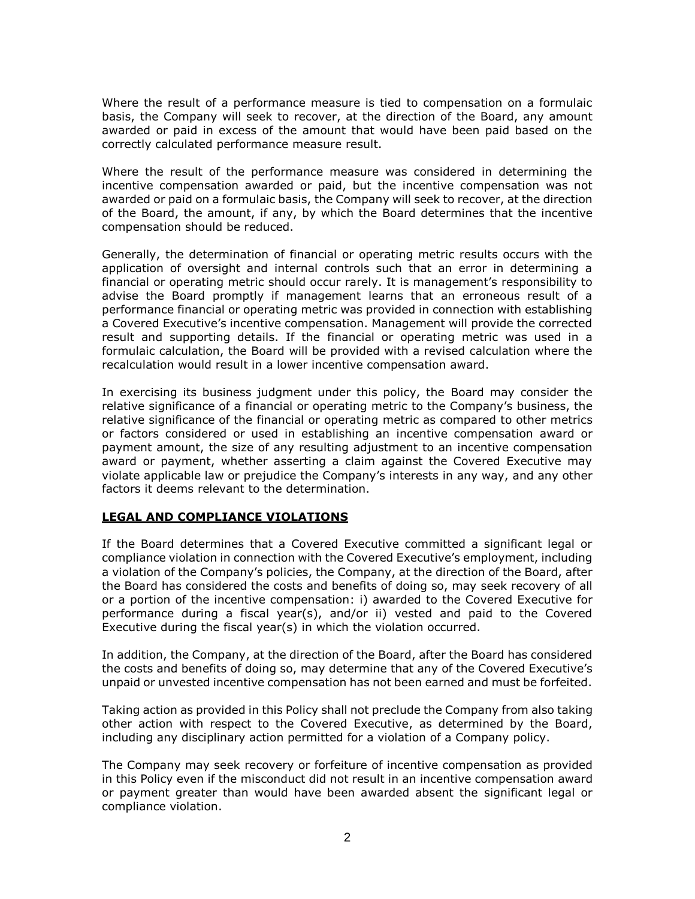Where the result of a performance measure is tied to compensation on a formulaic basis, the Company will seek to recover, at the direction of the Board, any amount awarded or paid in excess of the amount that would have been paid based on the correctly calculated performance measure result.

Where the result of the performance measure was considered in determining the incentive compensation awarded or paid, but the incentive compensation was not awarded or paid on a formulaic basis, the Company will seek to recover, at the direction of the Board, the amount, if any, by which the Board determines that the incentive compensation should be reduced.

Generally, the determination of financial or operating metric results occurs with the application of oversight and internal controls such that an error in determining a financial or operating metric should occur rarely. It is management's responsibility to advise the Board promptly if management learns that an erroneous result of a performance financial or operating metric was provided in connection with establishing a Covered Executive's incentive compensation. Management will provide the corrected result and supporting details. If the financial or operating metric was used in a formulaic calculation, the Board will be provided with a revised calculation where the recalculation would result in a lower incentive compensation award.

In exercising its business judgment under this policy, the Board may consider the relative significance of a financial or operating metric to the Company's business, the relative significance of the financial or operating metric as compared to other metrics or factors considered or used in establishing an incentive compensation award or payment amount, the size of any resulting adjustment to an incentive compensation award or payment, whether asserting a claim against the Covered Executive may violate applicable law or prejudice the Company's interests in any way, and any other factors it deems relevant to the determination.

## LEGAL AND COMPLIANCE VIOLATIONS

If the Board determines that a Covered Executive committed a significant legal or compliance violation in connection with the Covered Executive's employment, including a violation of the Company's policies, the Company, at the direction of the Board, after the Board has considered the costs and benefits of doing so, may seek recovery of all or a portion of the incentive compensation: i) awarded to the Covered Executive for performance during a fiscal year(s), and/or ii) vested and paid to the Covered Executive during the fiscal year(s) in which the violation occurred.

In addition, the Company, at the direction of the Board, after the Board has considered the costs and benefits of doing so, may determine that any of the Covered Executive's unpaid or unvested incentive compensation has not been earned and must be forfeited.

Taking action as provided in this Policy shall not preclude the Company from also taking other action with respect to the Covered Executive, as determined by the Board, including any disciplinary action permitted for a violation of a Company policy.

The Company may seek recovery or forfeiture of incentive compensation as provided in this Policy even if the misconduct did not result in an incentive compensation award or payment greater than would have been awarded absent the significant legal or compliance violation.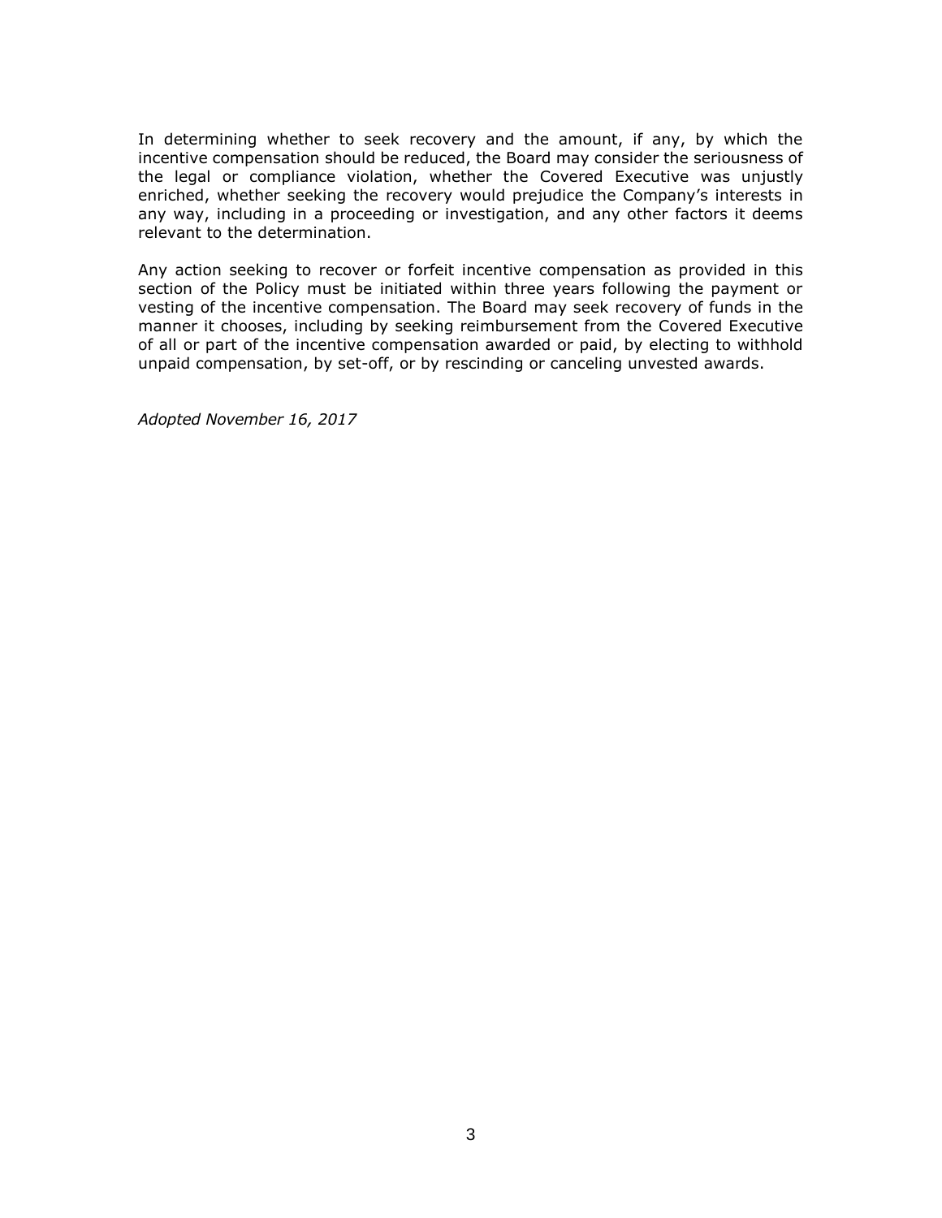In determining whether to seek recovery and the amount, if any, by which the incentive compensation should be reduced, the Board may consider the seriousness of the legal or compliance violation, whether the Covered Executive was unjustly enriched, whether seeking the recovery would prejudice the Company's interests in any way, including in a proceeding or investigation, and any other factors it deems relevant to the determination.

Any action seeking to recover or forfeit incentive compensation as provided in this section of the Policy must be initiated within three years following the payment or vesting of the incentive compensation. The Board may seek recovery of funds in the manner it chooses, including by seeking reimbursement from the Covered Executive of all or part of the incentive compensation awarded or paid, by electing to withhold unpaid compensation, by set-off, or by rescinding or canceling unvested awards.

*Adopted November 16, 2017*